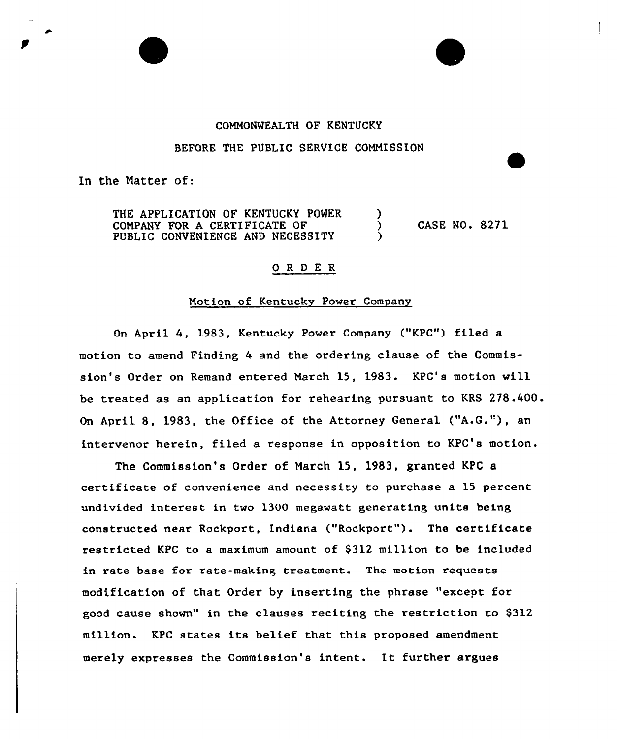COMMONWEALTH OF KENTUCKY

BEFORE THE PUBLIC SERVICE COMMISSION

In the Matter of:

THE APPLICATION OF KENTUCKY POWER COMPANY FOR A CERTIFICATE OF PUBLIC CONVENIENCE AND NECESSITY ) CASE NO. 8271

## O R D E R

### Motion of Kentucky Power Company

On April 4, 1983, Kentucky Power Company ("KPC") filed a motion to amend Finding 4 and the ordering clause of the Commission's Order on Remand entered March 15, 1983. KPC's motion will be treated as an application for rehearing pursuant to KRS 278.400. On April 8, 1983, the Office of the Attorney General ("A.G."), an intervenor herein, filed a response in opposition to KPC's motion.

The Commission's Order of March 15, 1983, granted KPC a certificate of convenience and necessity to purchase a 15 percent undivided interest in two 1300 megawatt generating units being constructed near Rockport, Indiana ("Rockport"). The certificate restricted KPC to a maximum amount of $312 million to be included in rate base for rate-making treatment. The motion requests modification of that Order by inserting the phrase "except for good cause shown" in the clauses reciting the restriction to $312 million. KPC states its belief that this proposed amendment merely expresses the Commission's intent. It further argues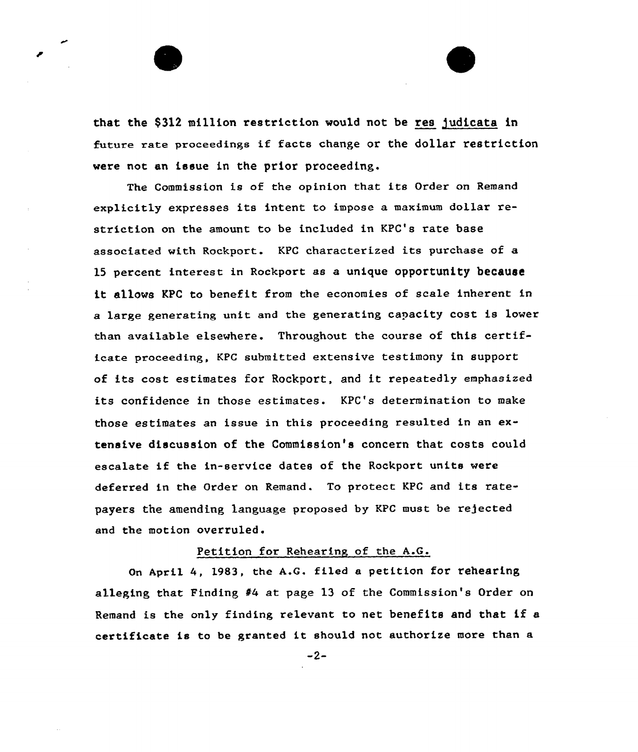that the $312 million restriction would not be res judicata in future rate proceedings if facts change or the dollar restriction were not an issue in the prior proceeding.

The Commission is of the opinion that its Order on Remand explicitly expresses its intent to impose a maximum dollar restriction on the amount to be included in KPC's rate base associated with Rockport. KPC characterized its purchase of a 15 percent interest in Rockport as a unique opportunity because it allows KPC to benefit from the economies of scale inherent in a large generating unit and the generating capacity cost is lower than available elsewhere. Throughout the course of this certificate proceeding, KPC submitted extensive testimony in support of its cost estimates for Rockport, and it repeatedly emphasized its confidence in those estimates. KPC's determination to make those estimates an issue in this proceeding resulted in an extensive discussion of the Commission's concern that costs could escalate if the in-service dates of the Rockport units were deferred in the Order on Remand. To protect KPC and its ratepayers the amending language proposed by KPC must be rejected and the motion overruled.

Petition for Rehearing of the A.G.

On April 4, 1983, the A.G. filed a petition for rehearing alleging that Finding #4 at page 13 of the Commission's Order on Remand is the only finding relevant to net benefits and that if a certificate is to be granted it should not authorize more than a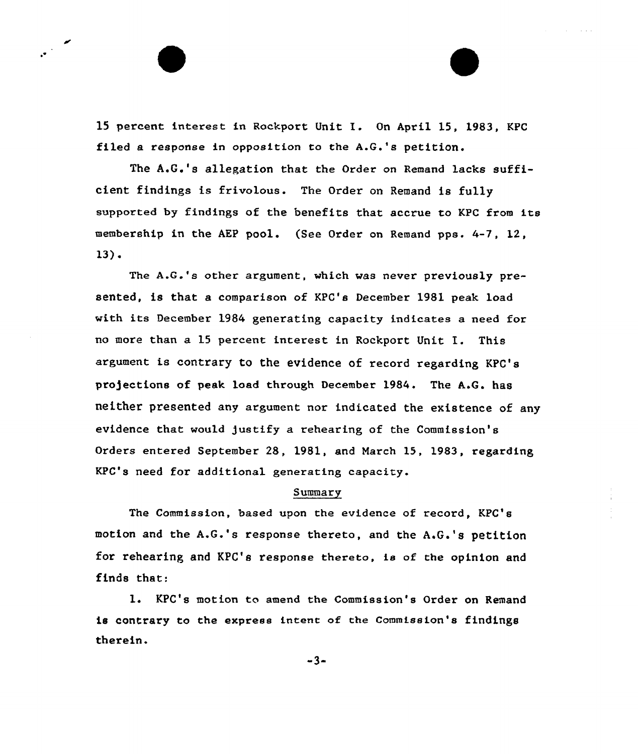15 percent interest in Rockport Unit I. On April 15, 1983, KPC filed a response in opposition to the A.G.'s petition.

The A.G.'s allegation that the Order on Remand lacks sufficient findings is frivolous. The Order on Remand is fully supported by findings of the benefits that accrue to KPC from its membership in the AEP pool. (See Order on Remand pps. 4-7, 12, 13).

The A.G.'s other argument, which was never previously presented, is that a comparison of KPC's December 1981 peak load with its December 1984 generating capacity indicates a need for no more than a 15 percent interest in Rockport Unit I. This argument is contrary to the evidence of record regarding KPC's projections of peak load through December 1984. The A.G. has neither presented any argument nor indicated the existence of any evidence that would justify a rehearing of the Commission's Orders entered September 28, 1981, and March 15, 1983, regarding KPC's need for additional generating capacity.

## Summary

The Commission, based upon the evidence of record, KPC's motion and the A.G.'s response thereto, and the A.G.'s petition for rehearing and KPC's response thereto, is of the opinion and finds that:

1. KPC's motion to amend the Commission's Order on Remand is contrary to the express intent of the Commission's findings therein.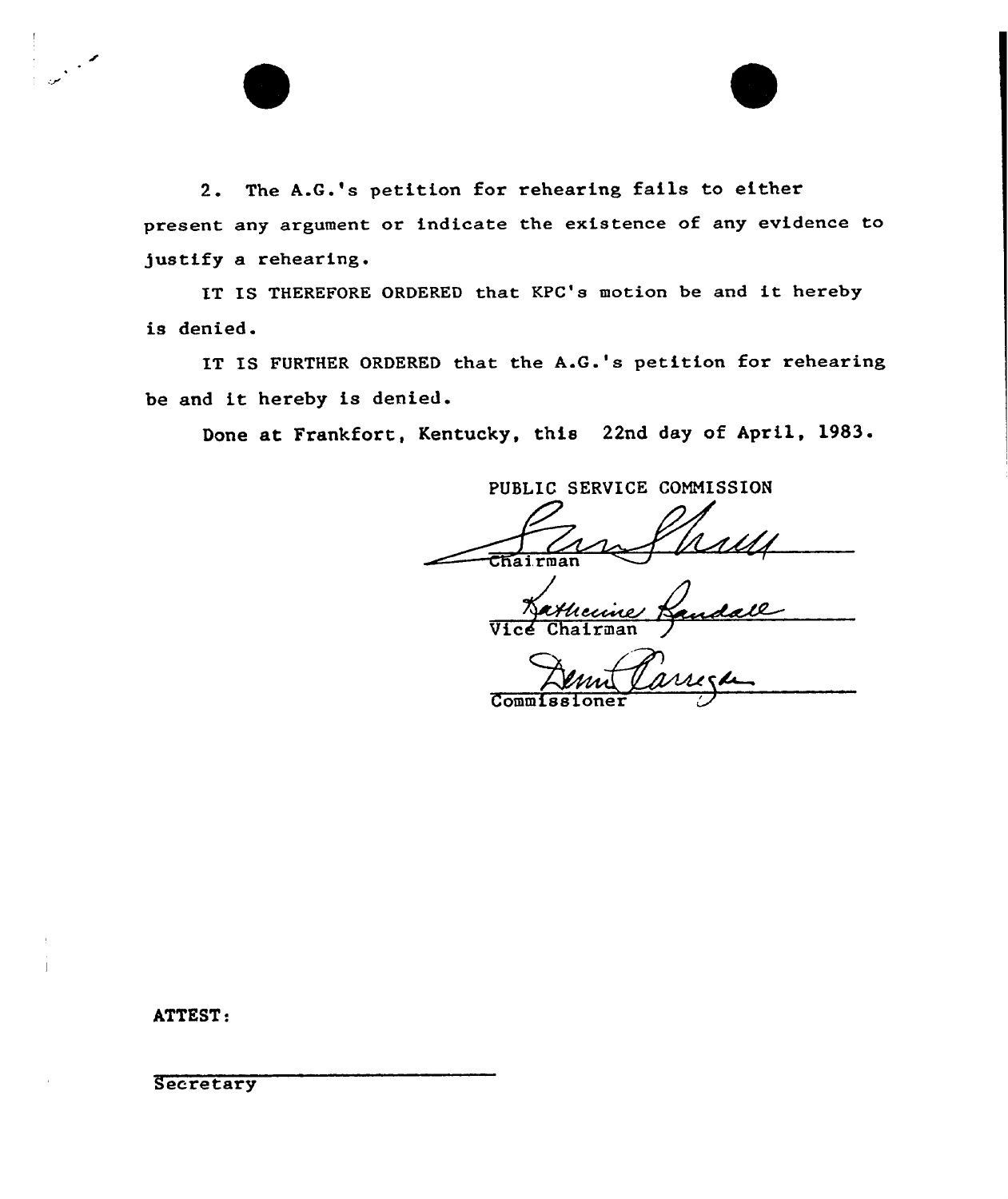2. The A.G.'s petition for rehearing fails to either present any argument or indicate the existence of any evidence to justify a rehearing.

IT IS THEREFORE ORDERED that KPC's motion be and it hereby is denied.

IT IS FURTHER ORDERED that the A.G.'s petition for rehearing be and it hereby is denied.

Done at Frankfort, Kentucky, this 22nd day of April, 1983.

PUBLIC SERVICE COMMISSION

Chairman

Vice Chairman

Commissioner

ATTEST:

Secretary